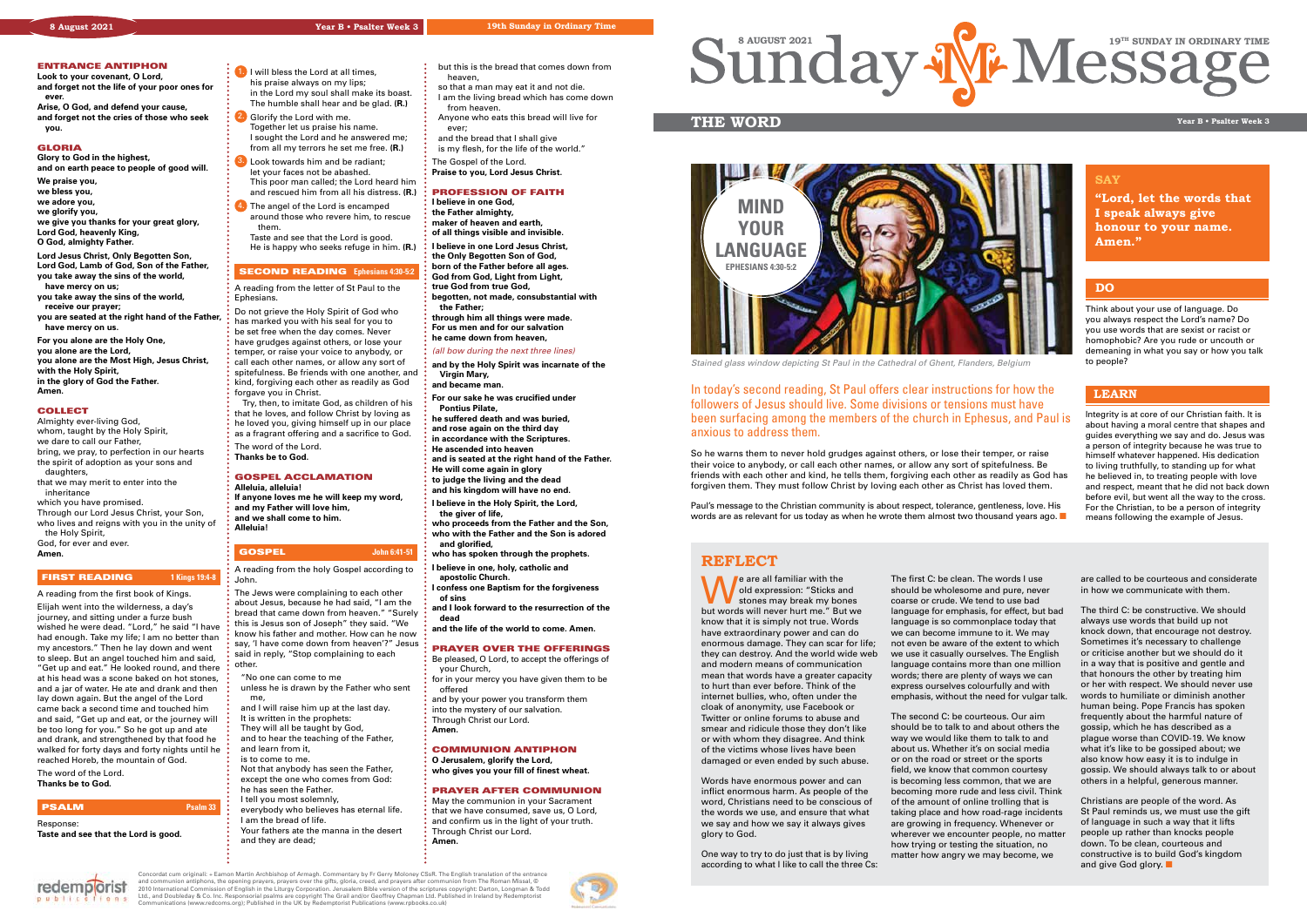## ENTRANCE ANTIPHON

**Look to your covenant, O Lord,**
**and forget not the life of your poor ones for ever.**
**Arise, O God, and defend your cause,**
**and forget not the cries of those who seek you.**

## GLORIA

**Glory to God in the highest,**
**and on earth peace to people of good will.**
**We praise you,**
**we bless you,**
**we adore you,**
**we glorify you,**
**we give you thanks for your great glory,**
**Lord God, heavenly King,**
**O God, almighty Father.**

**Lord Jesus Christ, Only Begotten Son,**
**Lord God, Lamb of God, Son of the Father,**
**you take away the sins of the world,**
**have mercy on us;**
**you take away the sins of the world,**
**receive our prayer;**
**you are seated at the right hand of the Father,**
**have mercy on us.**

**For you alone are the Holy One,**
**you alone are the Lord,**
**you alone are the Most High, Jesus Christ,**
**with the Holy Spirit,**
**in the glory of God the Father.**
**Amen.**

## COLLECT

Almighty ever-living God,
whom, taught by the Holy Spirit,
we dare to call our Father,
bring, we pray, to perfection in our hearts
the spirit of adoption as your sons and daughters,
that we may merit to enter into the inheritance
which you have promised.
Through our Lord Jesus Christ, your Son,
who lives and reigns with you in the unity of the Holy Spirit,
God, for ever and ever.
**Amen.**

## FIRST READING 1 Kings 19:4-8

A reading from the first book of Kings.

Elijah went into the wilderness, a day's journey, and sitting under a furze bush wished he were dead. "Lord," he said "I have had enough. Take my life; I am no better than my ancestors." Then he lay down and went to sleep. But an angel touched him and said, "Get up and eat." He looked round, and there at his head was a scone baked on hot stones, and a jar of water. He ate and drank and then lay down again. But the angel of the Lord came back a second time and touched him and said, "Get up and eat, or the journey will be too long for you." So he got up and ate and drank, and strengthened by that food he walked for forty days and forty nights until he reached Horeb, the mountain of God.

The word of the Lord.
**Thanks be to God.**

## PSALM Psalm 33

Response:
**Taste and see that the Lord is good.**

1. I will bless the Lord at all times,
his praise always on my lips;
in the Lord my soul shall make its boast.
The humble shall hear and be glad. **(R.)**

2. Glorify the Lord with me.
Together let us praise his name.
I sought the Lord and he answered me;
from all my terrors he set me free. **(R.)**

3. Look towards him and be radiant;
let your faces not be abashed.
This poor man called; the Lord heard him
and rescued him from all his distress. **(R.)**

4. The angel of the Lord is encamped
around those who revere him, to rescue them.
Taste and see that the Lord is good.
He is happy who seeks refuge in him. **(R.)**

## SECOND READING Ephesians 4:30-5:2

A reading from the letter of St Paul to the Ephesians.

Do not grieve the Holy Spirit of God who has marked you with his seal for you to be set free when the day comes. Never have grudges against others, or lose your temper, or raise your voice to anybody, or call each other names, or allow any sort of spitefulness. Be friends with one another, and kind, forgiving each other as readily as God forgave you in Christ.

Try, then, to imitate God, as children of his that he loves, and follow Christ by loving as he loved you, giving himself up in our place as a fragrant offering and a sacrifice to God.

The word of the Lord.
**Thanks be to God.**

## GOSPEL ACCLAMATION

**Alleluia, alleluia!**
**If anyone loves me he will keep my word,**
**and my Father will love him,**
**and we shall come to him.**
**Alleluia!**

## GOSPEL John 6:41-51

A reading from the holy Gospel according to John.

The Jews were complaining to each other about Jesus, because he had said, "I am the bread that came down from heaven." "Surely this is Jesus son of Joseph" they said. "We know his father and mother. How can he now say, 'I have come down from heaven'?" Jesus said in reply, "Stop complaining to each other.

"No one can come to me
unless he is drawn by the Father who sent me,
and I will raise him up at the last day.
It is written in the prophets:
They will all be taught by God,
and to hear the teaching of the Father,
and learn from it,
is to come to me.
Not that anybody has seen the Father,
except the one who comes from God:
he has seen the Father.
I tell you most solemnly,
everybody who believes has eternal life.
I am the bread of life.
Your fathers ate the manna in the desert
and they are dead;
but this is the bread that comes down from heaven,
so that a man may eat it and not die.
I am the living bread which has come down from heaven.
Anyone who eats this bread will live for ever;
and the bread that I shall give
is my flesh, for the life of the world."

The Gospel of the Lord.
**Praise to you, Lord Jesus Christ.**

## PROFESSION OF FAITH

**I believe in one God,**
**the Father almighty,**
**maker of heaven and earth,**
**of all things visible and invisible.**

**I believe in one Lord Jesus Christ,**
**the Only Begotten Son of God,**
**born of the Father before all ages.**
**God from God, Light from Light,**
**true God from true God,**
**begotten, not made, consubstantial with the Father;**
**through him all things were made.**
**For us men and for our salvation**
**he came down from heaven,**

*(all bow during the next three lines)*

**and by the Holy Spirit was incarnate of the Virgin Mary,**
**and became man.**

**For our sake he was crucified under Pontius Pilate,**
**he suffered death and was buried,**
**and rose again on the third day**
**in accordance with the Scriptures.**
**He ascended into heaven**
**and is seated at the right hand of the Father.**
**He will come again in glory**
**to judge the living and the dead**
**and his kingdom will have no end.**

**I believe in the Holy Spirit, the Lord, the giver of life,**
**who proceeds from the Father and the Son,**
**who with the Father and the Son is adored and glorified,**
**who has spoken through the prophets.**

**I believe in one, holy, catholic and apostolic Church.**
**I confess one Baptism for the forgiveness of sins**
**and I look forward to the resurrection of the dead**
**and the life of the world to come. Amen.**

## PRAYER OVER THE OFFERINGS

Be pleased, O Lord, to accept the offerings of your Church,
for in your mercy you have given them to be offered
and by your power you transform them
into the mystery of our salvation.
Through Christ our Lord.
**Amen.**

## COMMUNION ANTIPHON

**O Jerusalem, glorify the Lord,**
**who gives you your fill of finest wheat.**

## PRAYER AFTER COMMUNION

May the communion in your Sacrament
that we have consumed, save us, O Lord,
and confirm us in the light of your truth.
Through Christ our Lord.
**Amen.**

Concordat cum originali: + Eamon Martin Archbishop of Armagh. Commentary by Fr Gerry Moloney CSsR. The English translation of the entrance and communion antiphons, the opening prayers, prayers over the gifts, gloria, creed, and prayers after communion from The Roman Missal, © 2010 International Commission of English in the Liturgy Corporation. Jerusalem Bible version of the scriptures copyright: Darton, Longman & Todd Ltd., and Doubleday & Co. Inc. Responsorial psalms are copyright The Grail and/or Geoffrey Chapman Ltd. Published in Ireland by Redemptorist Communications (www.redcoms.org); Published in the UK by Redemptorist Publications (www.rpbooks.co.uk)

# Sunday Message

8 AUGUST 2021 — 19TH SUNDAY IN ORDINARY TIME

## THE WORD

Year B • Psalter Week 3

**MIND YOUR LANGUAGE**
EPHESIANS 4:30-5:2

Stained glass window depicting St Paul in the Cathedral of Ghent, Flanders, Belgium

In today's second reading, St Paul offers clear instructions for how the followers of Jesus should live. Some divisions or tensions must have been surfacing among the members of the church in Ephesus, and Paul is anxious to address them.

So he warns them to never hold grudges against others, or lose their temper, or raise their voice to anybody, or call each other names, or allow any sort of spitefulness. Be friends with each other and kind, he tells them, forgiving each other as readily as God has forgiven them. They must follow Christ by loving each other as Christ has loved them.

Paul's message to the Christian community is about respect, tolerance, gentleness, love. His words are as relevant for us today as when he wrote them almost two thousand years ago.

## SAY

**"Lord, let the words that I speak always give honour to your name. Amen."**

## DO

Think about your use of language. Do you always respect the Lord's name? Do you use words that are sexist or racist or homophobic? Are you rude or uncouth or demeaning in what you say or how you talk to people?

## LEARN

Integrity is at core of our Christian faith. It is about having a moral centre that shapes and guides everything we say and do. Jesus was a person of integrity because he was true to himself whatever happened. His dedication to living truthfully, to standing up for what he believed in, to treating people with love and respect, meant that he did not back down before evil, but went all the way to the cross. For the Christian, to be a person of integrity means following the example of Jesus.

## REFLECT

We are all familiar with the old expression: "Sticks and stones may break my bones but words will never hurt me." But we know that it is simply not true. Words have extraordinary power and can do enormous damage. They can scar for life; they can destroy. And the world wide web and modern means of communication mean that words have a greater capacity to hurt than ever before. Think of the internet bullies, who, often under the cloak of anonymity, use Facebook or Twitter or online forums to abuse and smear and ridicule those they don't like or with whom they disagree. And think of the victims whose lives have been damaged or even ended by such abuse.

Words have enormous power and can inflict enormous harm. As people of the word, Christians need to be conscious of the words we use, and ensure that what we say and how we say it always gives glory to God.

One way to try to do just that is by living according to what I like to call the three Cs:

The first C: be clean. The words I use should be wholesome and pure, never coarse or crude. We tend to use bad language for emphasis, for effect, but bad language is so commonplace today that we can become immune to it. We may not even be aware of the extent to which we use it casually ourselves. The English language contains more than one million words; there are plenty of ways we can express ourselves colourfully and with emphasis, without the need for vulgar talk.

The second C: be courteous. Our aim should be to talk to and about others the way we would like them to talk to and about us. Whether it's on social media or on the road or street or the sports field, we know that common courtesy is becoming less common, that we are becoming more rude and less civil. Think of the amount of online trolling that is taking place and how road-rage incidents are growing in frequency. Whenever or wherever we encounter people, no matter how trying or testing the situation, no matter how angry we may become, we are called to be courteous and considerate in how we communicate with them.

The third C: be constructive. We should always use words that build up not knock down, that encourage not destroy. Sometimes it's necessary to challenge or criticise another but we should do it in a way that is positive and gentle and that honours the other by treating him or her with respect. We should never use words to humiliate or diminish another human being. Pope Francis has spoken frequently about the harmful nature of gossip, which he has described as a plague worse than COVID-19. We know what it's like to be gossiped about; we also know how easy it is to indulge in gossip. We should always talk to or about others in a helpful, generous manner.

Christians are people of the word. As St Paul reminds us, we must use the gift of language in such a way that it lifts people up rather than knocks people down. To be clean, courteous and constructive is to build God's kingdom and give God glory.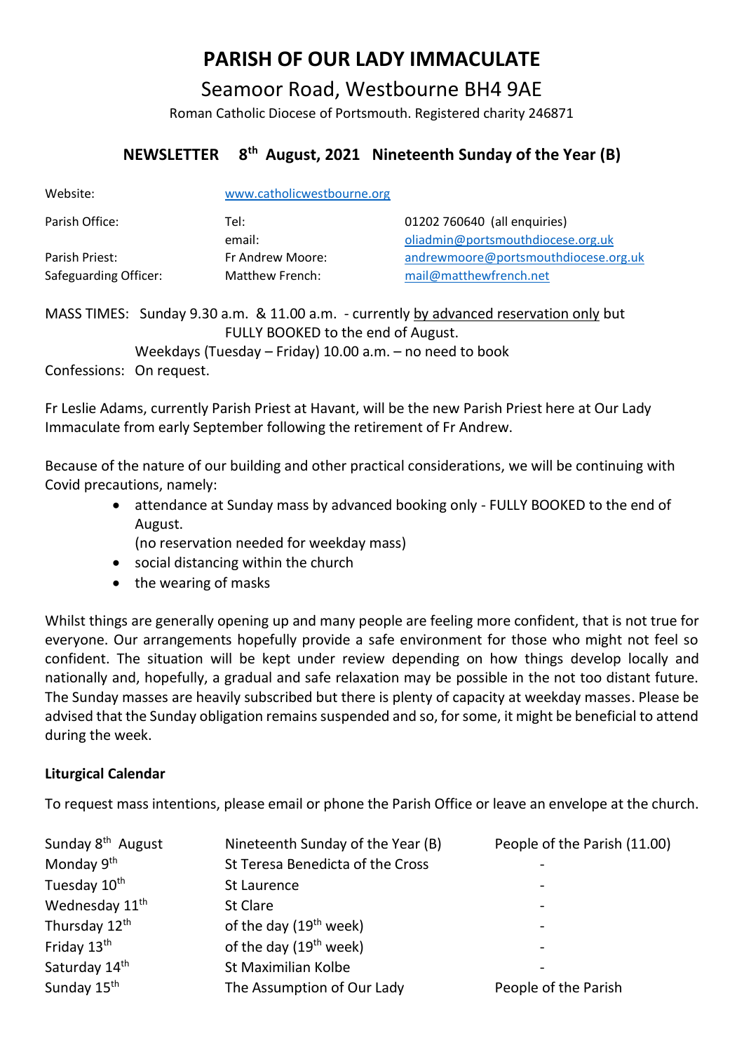# PARISH OF OUR LADY IMMACULATE

## Seamoor Road, Westbourne BH4 9AE

Roman Catholic Diocese of Portsmouth. Registered charity 246871

### NEWSLETTER 8th August, 2021 Nineteenth Sunday of the Year (B)

| | | |
|---|---|---|
| Website: | www.catholicwestbourne.org | |
| Parish Office: | Tel: | 01202 760640 (all enquiries) |
| | email: | oliadmin@portsmouthdiocese.org.uk |
| Parish Priest: | Fr Andrew Moore: | andrewmoore@portsmouthdiocese.org.uk |
| Safeguarding Officer: | Matthew French: | mail@matthewfrench.net |

MASS TIMES: Sunday 9.30 a.m. & 11.00 a.m. - currently by advanced reservation only but FULLY BOOKED to the end of August.
Weekdays (Tuesday – Friday) 10.00 a.m. – no need to book

Confessions: On request.

Fr Leslie Adams, currently Parish Priest at Havant, will be the new Parish Priest here at Our Lady Immaculate from early September following the retirement of Fr Andrew.

Because of the nature of our building and other practical considerations, we will be continuing with Covid precautions, namely:

- attendance at Sunday mass by advanced booking only - FULLY BOOKED to the end of August.
  (no reservation needed for weekday mass)
- social distancing within the church
- the wearing of masks

Whilst things are generally opening up and many people are feeling more confident, that is not true for everyone. Our arrangements hopefully provide a safe environment for those who might not feel so confident. The situation will be kept under review depending on how things develop locally and nationally and, hopefully, a gradual and safe relaxation may be possible in the not too distant future. The Sunday masses are heavily subscribed but there is plenty of capacity at weekday masses. Please be advised that the Sunday obligation remains suspended and so, for some, it might be beneficial to attend during the week.

**Liturgical Calendar**

To request mass intentions, please email or phone the Parish Office or leave an envelope at the church.

| | | |
|---|---|---|
| Sunday 8th August | Nineteenth Sunday of the Year (B) | People of the Parish (11.00) |
| Monday 9th | St Teresa Benedicta of the Cross | - |
| Tuesday 10th | St Laurence | - |
| Wednesday 11th | St Clare | - |
| Thursday 12th | of the day (19th week) | - |
| Friday 13th | of the day (19th week) | - |
| Saturday 14th | St Maximilian Kolbe | - |
| Sunday 15th | The Assumption of Our Lady | People of the Parish |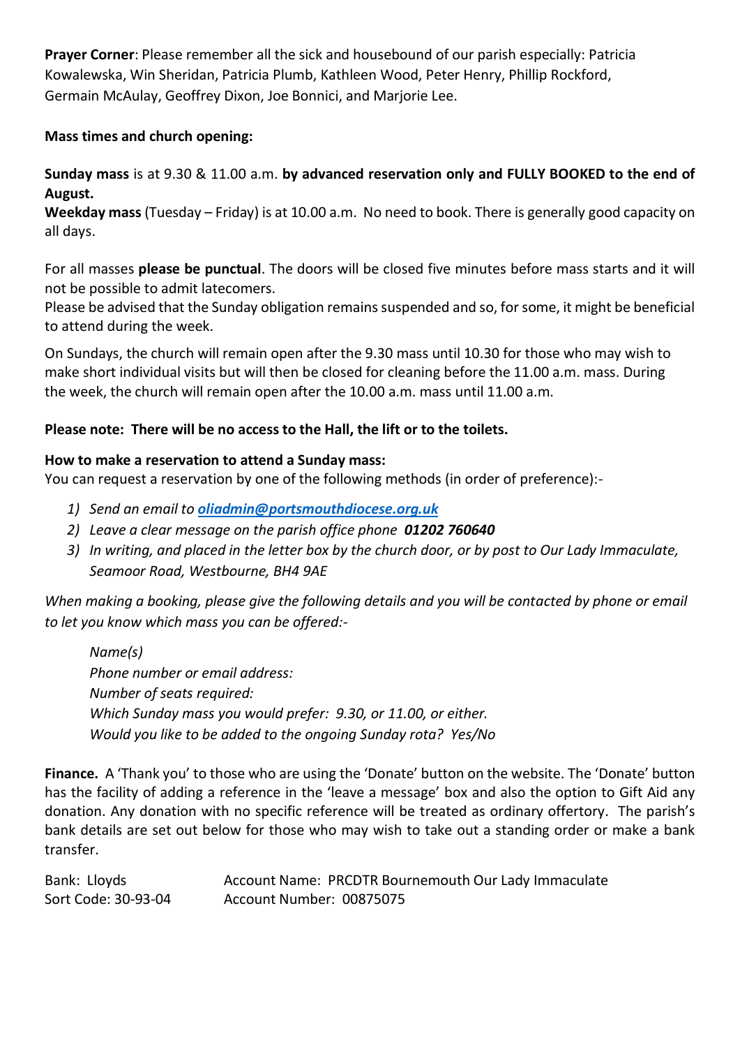**Prayer Corner**: Please remember all the sick and housebound of our parish especially: Patricia Kowalewska, Win Sheridan, Patricia Plumb, Kathleen Wood, Peter Henry, Phillip Rockford, Germain McAulay, Geoffrey Dixon, Joe Bonnici, and Marjorie Lee.

**Mass times and church opening:**

**Sunday mass** is at 9.30 & 11.00 a.m. **by advanced reservation only and FULLY BOOKED to the end of August.**
**Weekday mass** (Tuesday – Friday) is at 10.00 a.m. No need to book. There is generally good capacity on all days.

For all masses **please be punctual**. The doors will be closed five minutes before mass starts and it will not be possible to admit latecomers.
Please be advised that the Sunday obligation remains suspended and so, for some, it might be beneficial to attend during the week.

On Sundays, the church will remain open after the 9.30 mass until 10.30 for those who may wish to make short individual visits but will then be closed for cleaning before the 11.00 a.m. mass. During the week, the church will remain open after the 10.00 a.m. mass until 11.00 a.m.

**Please note: There will be no access to the Hall, the lift or to the toilets.**

**How to make a reservation to attend a Sunday mass:**
You can request a reservation by one of the following methods (in order of preference):-

1) *Send an email to **oliadmin@portsmouthdiocese.org.uk***
2) *Leave a clear message on the parish office phone **01202 760640***
3) *In writing, and placed in the letter box by the church door, or by post to Our Lady Immaculate, Seamoor Road, Westbourne, BH4 9AE*

*When making a booking, please give the following details and you will be contacted by phone or email to let you know which mass you can be offered:-*

*Name(s)*
*Phone number or email address:*
*Number of seats required:*
*Which Sunday mass you would prefer: 9.30, or 11.00, or either.*
*Would you like to be added to the ongoing Sunday rota? Yes/No*

**Finance.** A 'Thank you' to those who are using the 'Donate' button on the website. The 'Donate' button has the facility of adding a reference in the 'leave a message' box and also the option to Gift Aid any donation. Any donation with no specific reference will be treated as ordinary offertory. The parish's bank details are set out below for those who may wish to take out a standing order or make a bank transfer.

| | |
|---|---|
| Bank: Lloyds | Account Name: PRCDTR Bournemouth Our Lady Immaculate |
| Sort Code: 30-93-04 | Account Number: 00875075 |